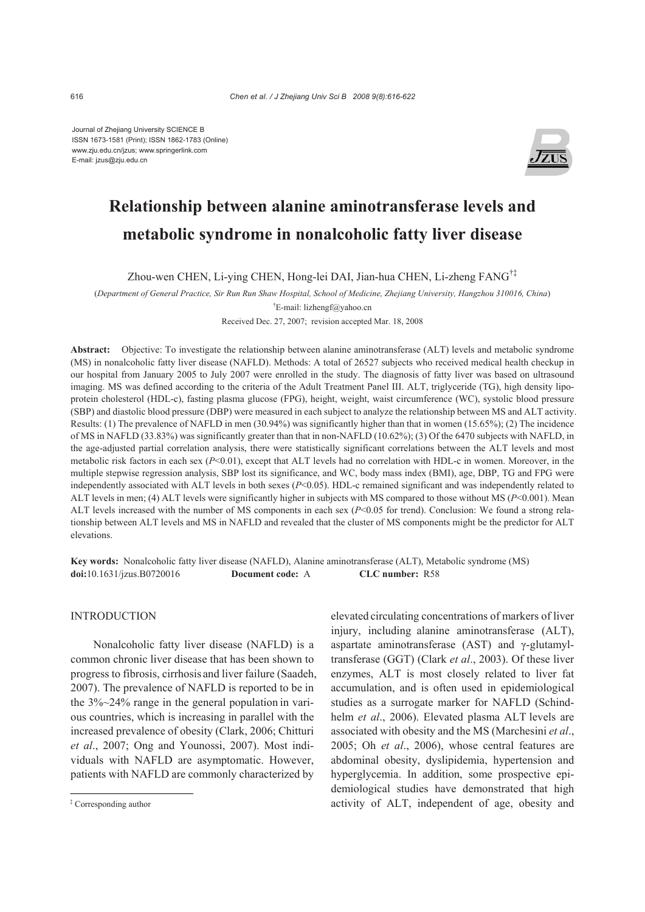Journal of Zhejiang University SCIENCE B
ISSN 1673-1581 (Print); ISSN 1862-1783 (Online)
www.zju.edu.cn/jzus; www.springerlink.com
E-mail: jzus@zju.edu.cn

# Relationship between alanine aminotransferase levels and metabolic syndrome in nonalcoholic fatty liver disease

Zhou-wen CHEN, Li-ying CHEN, Hong-lei DAI, Jian-hua CHEN, Li-zheng FANG[†‡]

(*Department of General Practice, Sir Run Run Shaw Hospital, School of Medicine, Zhejiang University, Hangzhou 310016, China*)

[†]E-mail: lizhengf@yahoo.cn

Received Dec. 27, 2007; revision accepted Mar. 18, 2008

**Abstract:** Objective: To investigate the relationship between alanine aminotransferase (ALT) levels and metabolic syndrome (MS) in nonalcoholic fatty liver disease (NAFLD). Methods: A total of 26527 subjects who received medical health checkup in our hospital from January 2005 to July 2007 were enrolled in the study. The diagnosis of fatty liver was based on ultrasound imaging. MS was defined according to the criteria of the Adult Treatment Panel III. ALT, triglyceride (TG), high density lipoprotein cholesterol (HDL-c), fasting plasma glucose (FPG), height, weight, waist circumference (WC), systolic blood pressure (SBP) and diastolic blood pressure (DBP) were measured in each subject to analyze the relationship between MS and ALT activity. Results: (1) The prevalence of NAFLD in men (30.94%) was significantly higher than that in women (15.65%); (2) The incidence of MS in NAFLD (33.83%) was significantly greater than that in non-NAFLD (10.62%); (3) Of the 6470 subjects with NAFLD, in the age-adjusted partial correlation analysis, there were statistically significant correlations between the ALT levels and most metabolic risk factors in each sex ($P<0.01$), except that ALT levels had no correlation with HDL-c in women. Moreover, in the multiple stepwise regression analysis, SBP lost its significance, and WC, body mass index (BMI), age, DBP, TG and FPG were independently associated with ALT levels in both sexes ($P<0.05$). HDL-c remained significant and was independently related to ALT levels in men; (4) ALT levels were significantly higher in subjects with MS compared to those without MS ($P<0.001$). Mean ALT levels increased with the number of MS components in each sex ($P<0.05$ for trend). Conclusion: We found a strong relationship between ALT levels and MS in NAFLD and revealed that the cluster of MS components might be the predictor for ALT elevations.

**Key words:** Nonalcoholic fatty liver disease (NAFLD), Alanine aminotransferase (ALT), Metabolic syndrome (MS)
**doi:**10.1631/jzus.B0720016 **Document code:** A **CLC number:** R58

## INTRODUCTION

Nonalcoholic fatty liver disease (NAFLD) is a common chronic liver disease that has been shown to progress to fibrosis, cirrhosis and liver failure (Saadeh, 2007). The prevalence of NAFLD is reported to be in the 3%~24% range in the general population in various countries, which is increasing in parallel with the increased prevalence of obesity (Clark, 2006; Chitturi *et al*., 2007; Ong and Younossi, 2007). Most individuals with NAFLD are asymptomatic. However, patients with NAFLD are commonly characterized by elevated circulating concentrations of markers of liver injury, including alanine aminotransferase (ALT), aspartate aminotransferase (AST) and γ-glutamyltransferase (GGT) (Clark *et al*., 2003). Of these liver enzymes, ALT is most closely related to liver fat accumulation, and is often used in epidemiological studies as a surrogate marker for NAFLD (Schindhelm *et al*., 2006). Elevated plasma ALT levels are associated with obesity and the MS (Marchesini *et al*., 2005; Oh *et al*., 2006), whose central features are abdominal obesity, dyslipidemia, hypertension and hyperglycemia. In addition, some prospective epidemiological studies have demonstrated that high activity of ALT, independent of age, obesity and

[‡] Corresponding author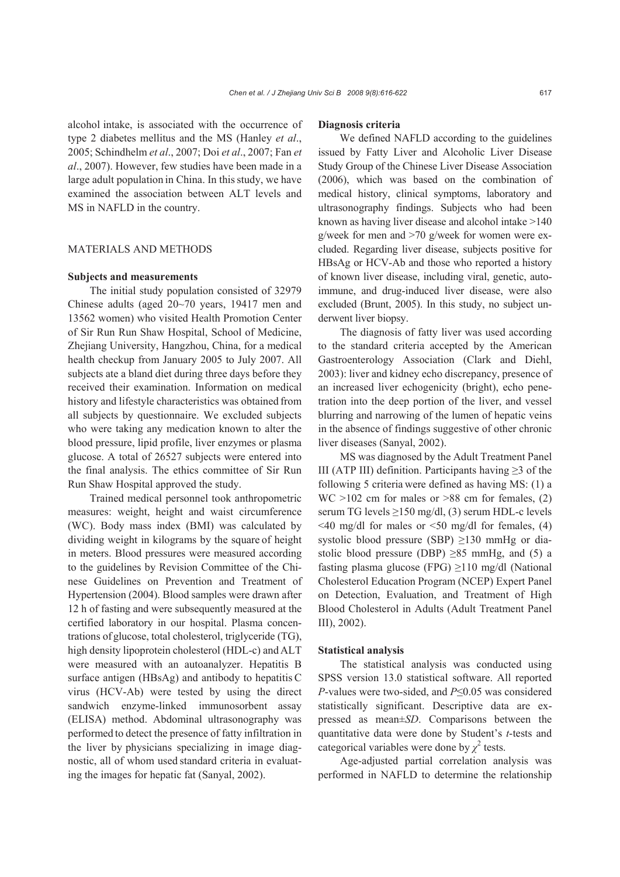alcohol intake, is associated with the occurrence of type 2 diabetes mellitus and the MS (Hanley *et al*., 2005; Schindhelm *et al*., 2007; Doi *et al*., 2007; Fan *et al*., 2007). However, few studies have been made in a large adult population in China. In this study, we have examined the association between ALT levels and MS in NAFLD in the country.

## MATERIALS AND METHODS

### Subjects and measurements

The initial study population consisted of 32979 Chinese adults (aged 20~70 years, 19417 men and 13562 women) who visited Health Promotion Center of Sir Run Run Shaw Hospital, School of Medicine, Zhejiang University, Hangzhou, China, for a medical health checkup from January 2005 to July 2007. All subjects ate a bland diet during three days before they received their examination. Information on medical history and lifestyle characteristics was obtained from all subjects by questionnaire. We excluded subjects who were taking any medication known to alter the blood pressure, lipid profile, liver enzymes or plasma glucose. A total of 26527 subjects were entered into the final analysis. The ethics committee of Sir Run Run Shaw Hospital approved the study.

Trained medical personnel took anthropometric measures: weight, height and waist circumference (WC). Body mass index (BMI) was calculated by dividing weight in kilograms by the square of height in meters. Blood pressures were measured according to the guidelines by Revision Committee of the Chinese Guidelines on Prevention and Treatment of Hypertension (2004). Blood samples were drawn after 12 h of fasting and were subsequently measured at the certified laboratory in our hospital. Plasma concentrations of glucose, total cholesterol, triglyceride (TG), high density lipoprotein cholesterol (HDL-c) and ALT were measured with an autoanalyzer. Hepatitis B surface antigen (HBsAg) and antibody to hepatitis C virus (HCV-Ab) were tested by using the direct sandwich enzyme-linked immunosorbent assay (ELISA) method. Abdominal ultrasonography was performed to detect the presence of fatty infiltration in the liver by physicians specializing in image diagnostic, all of whom used standard criteria in evaluating the images for hepatic fat (Sanyal, 2002).

### Diagnosis criteria

We defined NAFLD according to the guidelines issued by Fatty Liver and Alcoholic Liver Disease Study Group of the Chinese Liver Disease Association (2006), which was based on the combination of medical history, clinical symptoms, laboratory and ultrasonography findings. Subjects who had been known as having liver disease and alcohol intake >140 g/week for men and >70 g/week for women were excluded. Regarding liver disease, subjects positive for HBsAg or HCV-Ab and those who reported a history of known liver disease, including viral, genetic, autoimmune, and drug-induced liver disease, were also excluded (Brunt, 2005). In this study, no subject underwent liver biopsy.

The diagnosis of fatty liver was used according to the standard criteria accepted by the American Gastroenterology Association (Clark and Diehl, 2003): liver and kidney echo discrepancy, presence of an increased liver echogenicity (bright), echo penetration into the deep portion of the liver, and vessel blurring and narrowing of the lumen of hepatic veins in the absence of findings suggestive of other chronic liver diseases (Sanyal, 2002).

MS was diagnosed by the Adult Treatment Panel III (ATP III) definition. Participants having ≥3 of the following 5 criteria were defined as having MS: (1) a WC >102 cm for males or >88 cm for females, (2) serum TG levels ≥150 mg/dl, (3) serum HDL-c levels <40 mg/dl for males or <50 mg/dl for females, (4) systolic blood pressure (SBP) ≥130 mmHg or diastolic blood pressure (DBP) ≥85 mmHg, and (5) a fasting plasma glucose (FPG) ≥110 mg/dl (National Cholesterol Education Program (NCEP) Expert Panel on Detection, Evaluation, and Treatment of High Blood Cholesterol in Adults (Adult Treatment Panel III), 2002).

### Statistical analysis

The statistical analysis was conducted using SPSS version 13.0 statistical software. All reported *P*-values were two-sided, and $P \leq 0.05$ was considered statistically significant. Descriptive data are expressed as mean±*SD*. Comparisons between the quantitative data were done by Student's *t*-tests and categorical variables were done by $\chi^2$ tests.

Age-adjusted partial correlation analysis was performed in NAFLD to determine the relationship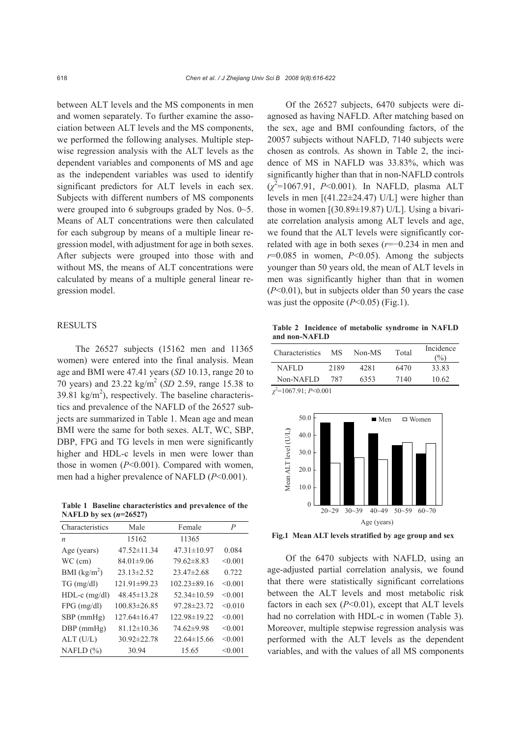between ALT levels and the MS components in men and women separately. To further examine the association between ALT levels and the MS components, we performed the following analyses. Multiple stepwise regression analysis with the ALT levels as the dependent variables and components of MS and age as the independent variables was used to identify significant predictors for ALT levels in each sex. Subjects with different numbers of MS components were grouped into 6 subgroups graded by Nos. 0~5. Means of ALT concentrations were then calculated for each subgroup by means of a multiple linear regression model, with adjustment for age in both sexes. After subjects were grouped into those with and without MS, the means of ALT concentrations were calculated by means of a multiple general linear regression model.

## RESULTS

The 26527 subjects (15162 men and 11365 women) were entered into the final analysis. Mean age and BMI were 47.41 years (*SD* 10.13, range 20 to 70 years) and 23.22 kg/m$^2$ (*SD* 2.59, range 15.38 to 39.81 kg/m$^2$), respectively. The baseline characteristics and prevalence of the NAFLD of the 26527 subjects are summarized in Table 1. Mean age and mean BMI were the same for both sexes. ALT, WC, SBP, DBP, FPG and TG levels in men were significantly higher and HDL-c levels in men were lower than those in women ($P<0.001$). Compared with women, men had a higher prevalence of NAFLD ($P<0.001$).

**Table 1 Baseline characteristics and prevalence of the NAFLD by sex ($n$=26527)**

| Characteristics | Male | Female | $P$ |
|---|---|---|---|
| $n$ | 15162 | 11365 | |
| Age (years) | 47.52±11.34 | 47.31±10.97 | 0.084 |
| WC (cm) | 84.01±9.06 | 79.62±8.83 | <0.001 |
| BMI (kg/m$^2$) | 23.13±2.52 | 23.47±2.68 | 0.722 |
| TG (mg/dl) | 121.91±99.23 | 102.23±89.16 | <0.001 |
| HDL-c (mg/dl) | 48.45±13.28 | 52.34±10.59 | <0.001 |
| FPG (mg/dl) | 100.83±26.85 | 97.28±23.72 | <0.010 |
| SBP (mmHg) | 127.64±16.47 | 122.98±19.22 | <0.001 |
| DBP (mmHg) | 81.12±10.36 | 74.62±9.98 | <0.001 |
| ALT (U/L) | 30.92±22.78 | 22.64±15.66 | <0.001 |
| NAFLD (%) | 30.94 | 15.65 | <0.001 |

Of the 26527 subjects, 6470 subjects were diagnosed as having NAFLD. After matching based on the sex, age and BMI confounding factors, of the 20057 subjects without NAFLD, 7140 subjects were chosen as controls. As shown in Table 2, the incidence of MS in NAFLD was 33.83%, which was significantly higher than that in non-NAFLD controls ($\chi^2$=1067.91, $P<0.001$). In NAFLD, plasma ALT levels in men [(41.22±24.47) U/L] were higher than those in women [(30.89±19.87) U/L]. Using a bivariate correlation analysis among ALT levels and age, we found that the ALT levels were significantly correlated with age in both sexes ($r$=−0.234 in men and $r$=0.085 in women, $P<0.05$). Among the subjects younger than 50 years old, the mean of ALT levels in men was significantly higher than that in women ($P<0.01$), but in subjects older than 50 years the case was just the opposite ($P<0.05$) (Fig.1).

**Table 2 Incidence of metabolic syndrome in NAFLD and non-NAFLD**

| Characteristics | MS | Non-MS | Total | Incidence (%) |
|---|---|---|---|---|
| NAFLD | 2189 | 4281 | 6470 | 33.83 |
| Non-NAFLD | 787 | 6353 | 7140 | 10.62 |

$\chi^2$=1067.91; $P<0.001$

**Fig.1 Mean ALT levels stratified by age group and sex**

Of the 6470 subjects with NAFLD, using an age-adjusted partial correlation analysis, we found that there were statistically significant correlations between the ALT levels and most metabolic risk factors in each sex ($P<0.01$), except that ALT levels had no correlation with HDL-c in women (Table 3). Moreover, multiple stepwise regression analysis was performed with the ALT levels as the dependent variables, and with the values of all MS components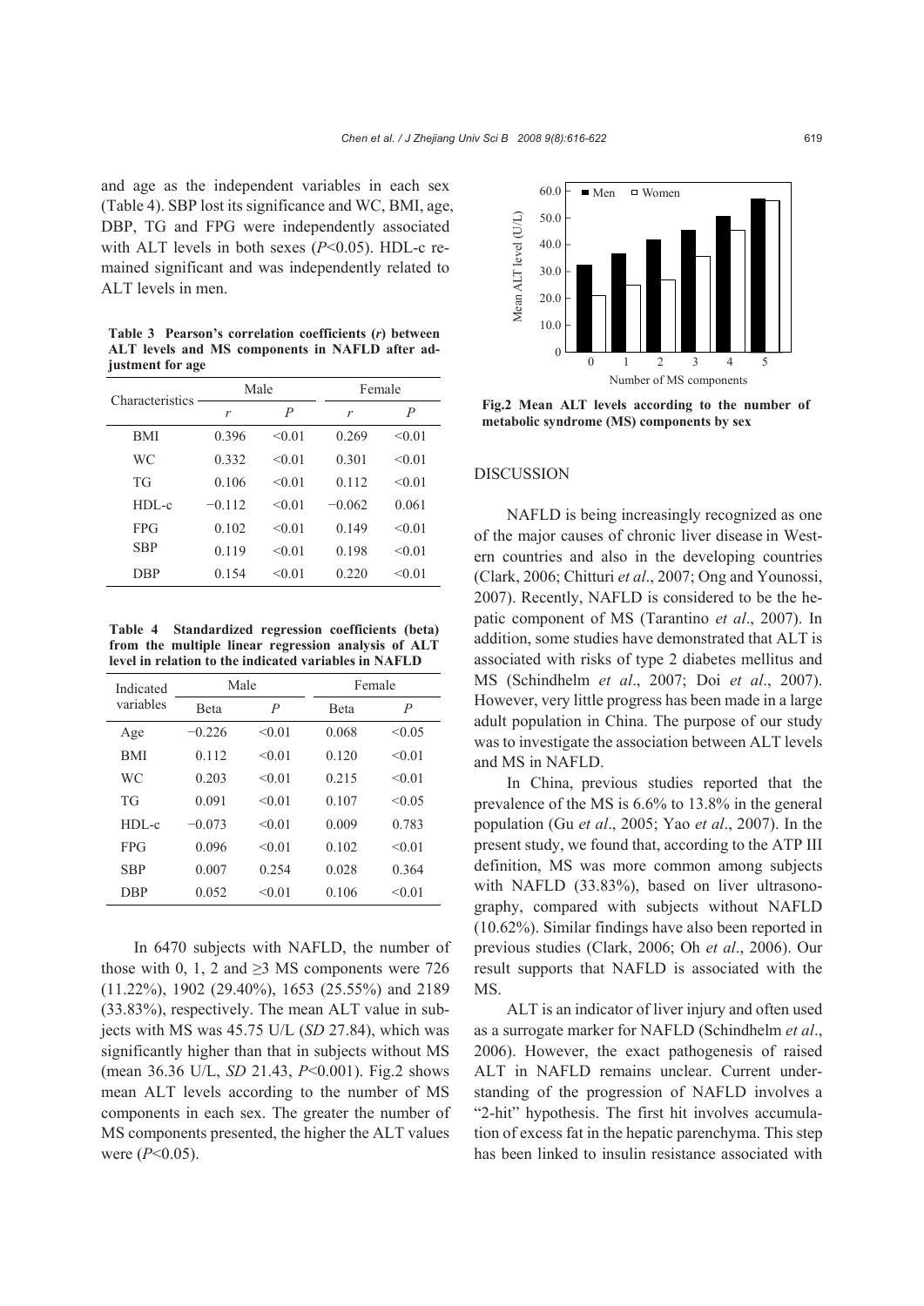and age as the independent variables in each sex (Table 4). SBP lost its significance and WC, BMI, age, DBP, TG and FPG were independently associated with ALT levels in both sexes ($P<0.05$). HDL-c remained significant and was independently related to ALT levels in men.

**Table 3 Pearson's correlation coefficients (*r*) between ALT levels and MS components in NAFLD after adjustment for age**

| Characteristics | Male | | Female | |
|---|---|---|---|---|
| | *r* | *P* | *r* | *P* |
| BMI | 0.396 | <0.01 | 0.269 | <0.01 |
| WC | 0.332 | <0.01 | 0.301 | <0.01 |
| TG | 0.106 | <0.01 | 0.112 | <0.01 |
| HDL-c | −0.112 | <0.01 | −0.062 | 0.061 |
| FPG | 0.102 | <0.01 | 0.149 | <0.01 |
| SBP | 0.119 | <0.01 | 0.198 | <0.01 |
| DBP | 0.154 | <0.01 | 0.220 | <0.01 |

**Table 4 Standardized regression coefficients (beta) from the multiple linear regression analysis of ALT level in relation to the indicated variables in NAFLD**

| Indicated variables | Male | | Female | |
|---|---|---|---|---|
| | Beta | *P* | Beta | *P* |
| Age | −0.226 | <0.01 | 0.068 | <0.05 |
| BMI | 0.112 | <0.01 | 0.120 | <0.01 |
| WC | 0.203 | <0.01 | 0.215 | <0.01 |
| TG | 0.091 | <0.01 | 0.107 | <0.05 |
| HDL-c | −0.073 | <0.01 | 0.009 | 0.783 |
| FPG | 0.096 | <0.01 | 0.102 | <0.01 |
| SBP | 0.007 | 0.254 | 0.028 | 0.364 |
| DBP | 0.052 | <0.01 | 0.106 | <0.01 |

In 6470 subjects with NAFLD, the number of those with 0, 1, 2 and ≥3 MS components were 726 (11.22%), 1902 (29.40%), 1653 (25.55%) and 2189 (33.83%), respectively. The mean ALT value in subjects with MS was 45.75 U/L (*SD* 27.84), which was significantly higher than that in subjects without MS (mean 36.36 U/L, *SD* 21.43, $P<0.001$). Fig.2 shows mean ALT levels according to the number of MS components in each sex. The greater the number of MS components presented, the higher the ALT values were ($P<0.05$).

**Fig.2 Mean ALT levels according to the number of metabolic syndrome (MS) components by sex**

## DISCUSSION

NAFLD is being increasingly recognized as one of the major causes of chronic liver disease in Western countries and also in the developing countries (Clark, 2006; Chitturi *et al*., 2007; Ong and Younossi, 2007). Recently, NAFLD is considered to be the hepatic component of MS (Tarantino *et al*., 2007). In addition, some studies have demonstrated that ALT is associated with risks of type 2 diabetes mellitus and MS (Schindhelm *et al*., 2007; Doi *et al*., 2007). However, very little progress has been made in a large adult population in China. The purpose of our study was to investigate the association between ALT levels and MS in NAFLD.

In China, previous studies reported that the prevalence of the MS is 6.6% to 13.8% in the general population (Gu *et al*., 2005; Yao *et al*., 2007). In the present study, we found that, according to the ATP III definition, MS was more common among subjects with NAFLD (33.83%), based on liver ultrasonography, compared with subjects without NAFLD (10.62%). Similar findings have also been reported in previous studies (Clark, 2006; Oh *et al*., 2006). Our result supports that NAFLD is associated with the MS.

ALT is an indicator of liver injury and often used as a surrogate marker for NAFLD (Schindhelm *et al*., 2006). However, the exact pathogenesis of raised ALT in NAFLD remains unclear. Current understanding of the progression of NAFLD involves a "2-hit" hypothesis. The first hit involves accumulation of excess fat in the hepatic parenchyma. This step has been linked to insulin resistance associated with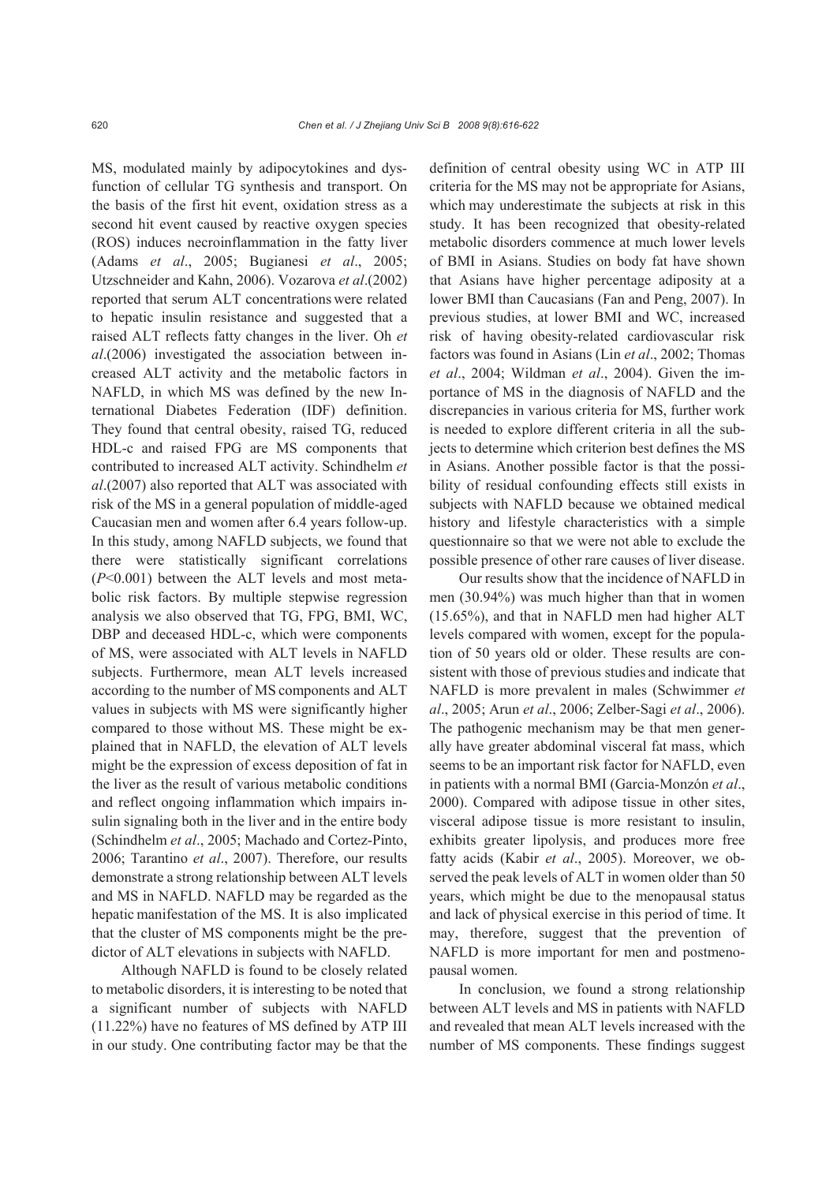MS, modulated mainly by adipocytokines and dysfunction of cellular TG synthesis and transport. On the basis of the first hit event, oxidation stress as a second hit event caused by reactive oxygen species (ROS) induces necroinflammation in the fatty liver (Adams *et al*., 2005; Bugianesi *et al*., 2005; Utzschneider and Kahn, 2006). Vozarova *et al*.(2002) reported that serum ALT concentrations were related to hepatic insulin resistance and suggested that a raised ALT reflects fatty changes in the liver. Oh *et al*.(2006) investigated the association between increased ALT activity and the metabolic factors in NAFLD, in which MS was defined by the new International Diabetes Federation (IDF) definition. They found that central obesity, raised TG, reduced HDL-c and raised FPG are MS components that contributed to increased ALT activity. Schindhelm *et al*.(2007) also reported that ALT was associated with risk of the MS in a general population of middle-aged Caucasian men and women after 6.4 years follow-up. In this study, among NAFLD subjects, we found that there were statistically significant correlations ($P<0.001$) between the ALT levels and most metabolic risk factors. By multiple stepwise regression analysis we also observed that TG, FPG, BMI, WC, DBP and deceased HDL-c, which were components of MS, were associated with ALT levels in NAFLD subjects. Furthermore, mean ALT levels increased according to the number of MS components and ALT values in subjects with MS were significantly higher compared to those without MS. These might be explained that in NAFLD, the elevation of ALT levels might be the expression of excess deposition of fat in the liver as the result of various metabolic conditions and reflect ongoing inflammation which impairs insulin signaling both in the liver and in the entire body (Schindhelm *et al*., 2005; Machado and Cortez-Pinto, 2006; Tarantino *et al*., 2007). Therefore, our results demonstrate a strong relationship between ALT levels and MS in NAFLD. NAFLD may be regarded as the hepatic manifestation of the MS. It is also implicated that the cluster of MS components might be the predictor of ALT elevations in subjects with NAFLD.

Although NAFLD is found to be closely related to metabolic disorders, it is interesting to be noted that a significant number of subjects with NAFLD (11.22%) have no features of MS defined by ATP III in our study. One contributing factor may be that the definition of central obesity using WC in ATP III criteria for the MS may not be appropriate for Asians, which may underestimate the subjects at risk in this study. It has been recognized that obesity-related metabolic disorders commence at much lower levels of BMI in Asians. Studies on body fat have shown that Asians have higher percentage adiposity at a lower BMI than Caucasians (Fan and Peng, 2007). In previous studies, at lower BMI and WC, increased risk of having obesity-related cardiovascular risk factors was found in Asians (Lin *et al*., 2002; Thomas *et al*., 2004; Wildman *et al*., 2004). Given the importance of MS in the diagnosis of NAFLD and the discrepancies in various criteria for MS, further work is needed to explore different criteria in all the subjects to determine which criterion best defines the MS in Asians. Another possible factor is that the possibility of residual confounding effects still exists in subjects with NAFLD because we obtained medical history and lifestyle characteristics with a simple questionnaire so that we were not able to exclude the possible presence of other rare causes of liver disease.

Our results show that the incidence of NAFLD in men (30.94%) was much higher than that in women (15.65%), and that in NAFLD men had higher ALT levels compared with women, except for the population of 50 years old or older. These results are consistent with those of previous studies and indicate that NAFLD is more prevalent in males (Schwimmer *et al*., 2005; Arun *et al*., 2006; Zelber-Sagi *et al*., 2006). The pathogenic mechanism may be that men generally have greater abdominal visceral fat mass, which seems to be an important risk factor for NAFLD, even in patients with a normal BMI (Garcia-Monzón *et al*., 2000). Compared with adipose tissue in other sites, visceral adipose tissue is more resistant to insulin, exhibits greater lipolysis, and produces more free fatty acids (Kabir *et al*., 2005). Moreover, we observed the peak levels of ALT in women older than 50 years, which might be due to the menopausal status and lack of physical exercise in this period of time. It may, therefore, suggest that the prevention of NAFLD is more important for men and postmenopausal women.

In conclusion, we found a strong relationship between ALT levels and MS in patients with NAFLD and revealed that mean ALT levels increased with the number of MS components. These findings suggest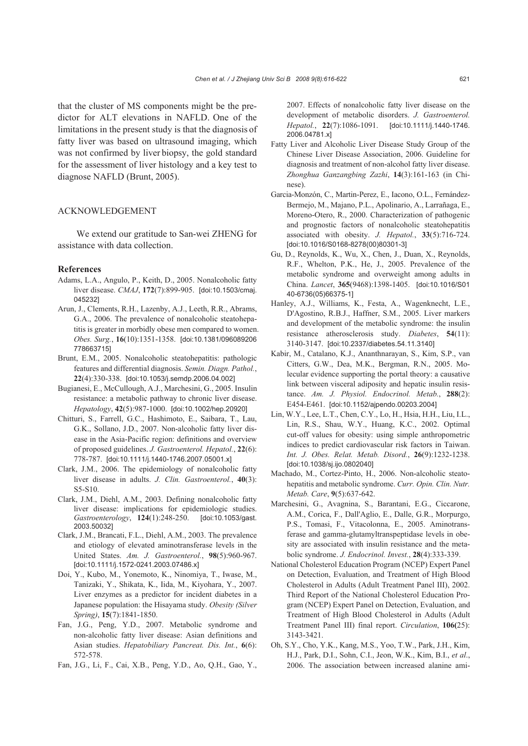that the cluster of MS components might be the predictor for ALT elevations in NAFLD. One of the limitations in the present study is that the diagnosis of fatty liver was based on ultrasound imaging, which was not confirmed by liver biopsy, the gold standard for the assessment of liver histology and a key test to diagnose NAFLD (Brunt, 2005).

## ACKNOWLEDGEMENT

We extend our gratitude to San-wei ZHENG for assistance with data collection.

## References

Adams, L.A., Angulo, P., Keith, D., 2005. Nonalcoholic fatty liver disease. *CMAJ*, **172**(7):899-905. [doi:10.1503/cmaj.045232]

Arun, J., Clements, R.H., Lazenby, A.J., Leeth, R.R., Abrams, G.A., 2006. The prevalence of nonalcoholic steatohepatitis is greater in morbidly obese men compared to women. *Obes. Surg.*, **16**(10):1351-1358. [doi:10.1381/096089206778663715]

Brunt, E.M., 2005. Nonalcoholic steatohepatitis: pathologic features and differential diagnosis. *Semin. Diagn. Pathol.*, **22**(4):330-338. [doi:10.1053/j.semdp.2006.04.002]

Bugianesi, E., McCullough, A.J., Marchesini, G., 2005. Insulin resistance: a metabolic pathway to chronic liver disease. *Hepatology*, **42**(5):987-1000. [doi:10.1002/hep.20920]

Chitturi, S., Farrell, G.C., Hashimoto, E., Saibara, T., Lau, G.K., Sollano, J.D., 2007. Non-alcoholic fatty liver disease in the Asia-Pacific region: definitions and overview of proposed guidelines. *J. Gastroenterol. Hepatol.*, **22**(6): 778-787. [doi:10.1111/j.1440-1746.2007.05001.x]

Clark, J.M., 2006. The epidemiology of nonalcoholic fatty liver disease in adults. *J. Clin. Gastroenterol.*, **40**(3): S5-S10.

Clark, J.M., Diehl, A.M., 2003. Defining nonalcoholic fatty liver disease: implications for epidemiologic studies. *Gastroenterology*, **124**(1):248-250. [doi:10.1053/gast.2003.50032]

Clark, J.M., Brancati, F.L., Diehl, A.M., 2003. The prevalence and etiology of elevated aminotransferase levels in the United States. *Am. J. Gastroenterol.*, **98**(5):960-967. [doi:10.1111/j.1572-0241.2003.07486.x]

Doi, Y., Kubo, M., Yonemoto, K., Ninomiya, T., Iwase, M., Tanizaki, Y., Shikata, K., Iida, M., Kiyohara, Y., 2007. Liver enzymes as a predictor for incident diabetes in a Japanese population: the Hisayama study. *Obesity (Silver Spring)*, **15**(7):1841-1850.

Fan, J.G., Peng, Y.D., 2007. Metabolic syndrome and non-alcoholic fatty liver disease: Asian definitions and Asian studies. *Hepatobiliary Pancreat. Dis. Int.*, **6**(6): 572-578.

Fan, J.G., Li, F., Cai, X.B., Peng, Y.D., Ao, Q.H., Gao, Y., 2007. Effects of nonalcoholic fatty liver disease on the development of metabolic disorders. *J. Gastroenterol. Hepatol.*, **22**(7):1086-1091. [doi:10.1111/j.1440-1746.2006.04781.x]

Fatty Liver and Alcoholic Liver Disease Study Group of the Chinese Liver Disease Association, 2006. Guideline for diagnosis and treatment of non-alcohol fatty liver disease. *Zhonghua Ganzangbing Zazhi*, **14**(3):161-163 (in Chinese).

Garcia-Monzón, C., Martin-Perez, E., Iacono, O.L., Fernández-Bermejo, M., Majano, P.L., Apolinario, A., Larrañaga, E., Moreno-Otero, R., 2000. Characterization of pathogenic and prognostic factors of nonalcoholic steatohepatitis associated with obesity. *J. Hepatol.*, **33**(5):716-724. [doi:10.1016/S0168-8278(00)80301-3]

Gu, D., Reynolds, K., Wu, X., Chen, J., Duan, X., Reynolds, R.F., Whelton, P.K., He, J., 2005. Prevalence of the metabolic syndrome and overweight among adults in China. *Lancet*, **365**(9468):1398-1405. [doi:10.1016/S0140-6736(05)66375-1]

Hanley, A.J., Williams, K., Festa, A., Wagenknecht, L.E., D'Agostino, R.B.J., Haffner, S.M., 2005. Liver markers and development of the metabolic syndrome: the insulin resistance atherosclerosis study. *Diabetes*, **54**(11): 3140-3147. [doi:10.2337/diabetes.54.11.3140]

Kabir, M., Catalano, K.J., Ananthnarayan, S., Kim, S.P., van Citters, G.W., Dea, M.K., Bergman, R.N., 2005. Molecular evidence supporting the portal theory: a causative link between visceral adiposity and hepatic insulin resistance. *Am. J. Physiol. Endocrinol. Metab.*, **288**(2): E454-E461. [doi:10.1152/ajpendo.00203.2004]

Lin, W.Y., Lee, L.T., Chen, C.Y., Lo, H., Hsia, H.H., Liu, I.L., Lin, R.S., Shau, W.Y., Huang, K.C., 2002. Optimal cut-off values for obesity: using simple anthropometric indices to predict cardiovascular risk factors in Taiwan. *Int. J. Obes. Relat. Metab. Disord.*, **26**(9):1232-1238. [doi:10.1038/sj.ijo.0802040]

Machado, M., Cortez-Pinto, H., 2006. Non-alcoholic steatohepatitis and metabolic syndrome. *Curr. Opin. Clin. Nutr. Metab. Care*, **9**(5):637-642.

Marchesini, G., Avagnina, S., Barantani, E.G., Ciccarone, A.M., Corica, F., Dall'Aglio, E., Dalle, G.R., Morpurgo, P.S., Tomasi, F., Vitacolonna, E., 2005. Aminotransferase and gamma-glutamyltranspeptidase levels in obesity are associated with insulin resistance and the metabolic syndrome. *J. Endocrinol. Invest.*, **28**(4):333-339.

National Cholesterol Education Program (NCEP) Expert Panel on Detection, Evaluation, and Treatment of High Blood Cholesterol in Adults (Adult Treatment Panel III), 2002. Third Report of the National Cholesterol Education Program (NCEP) Expert Panel on Detection, Evaluation, and Treatment of High Blood Cholesterol in Adults (Adult Treatment Panel III) final report. *Circulation*, **106(**25): 3143-3421.

Oh, S.Y., Cho, Y.K., Kang, M.S., Yoo, T.W., Park, J.H., Kim, H.J., Park, D.I., Sohn, C.I., Jeon, W.K., Kim, B.I., *et al.*, 2006. The association between increased alanine ami-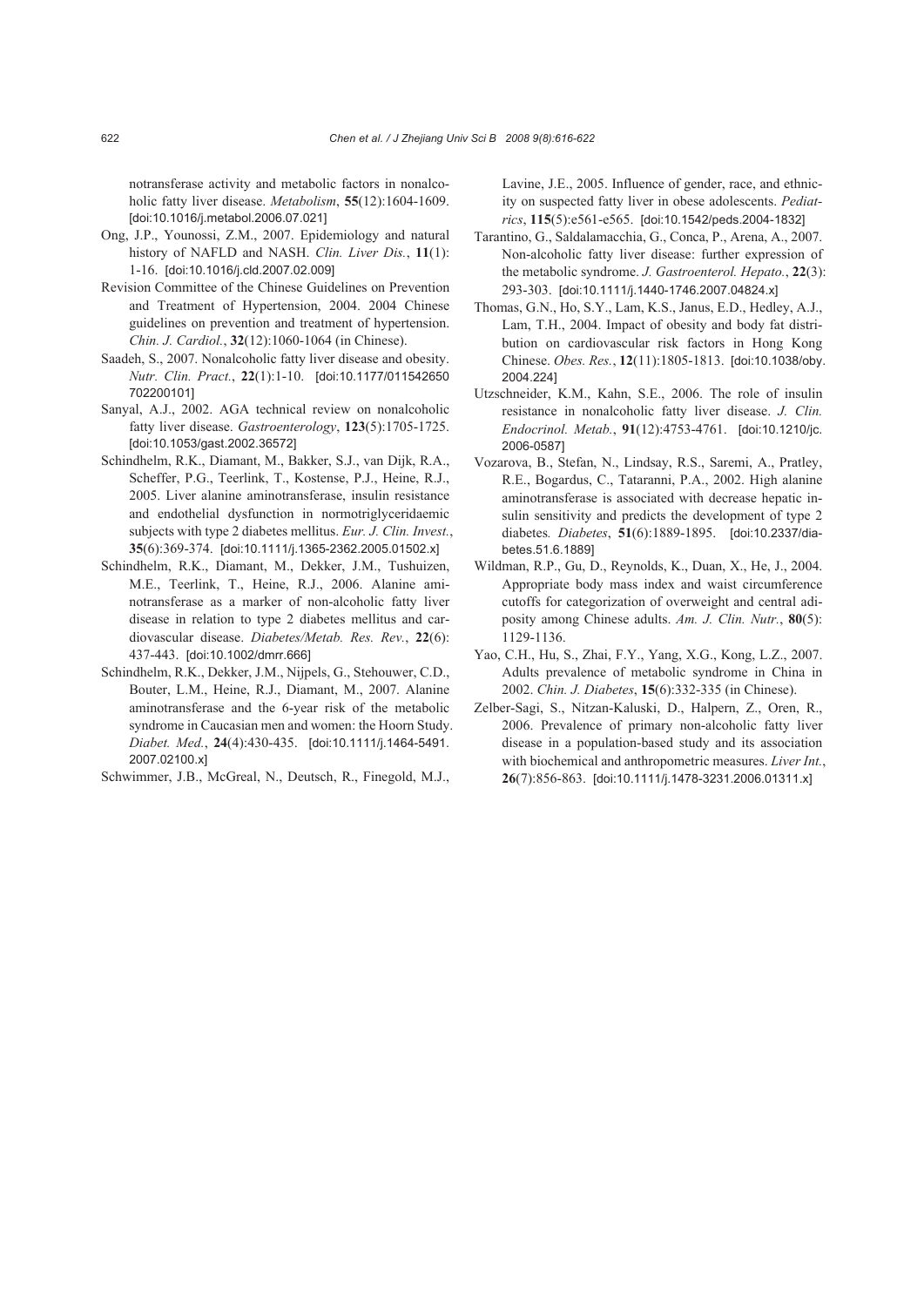notransferase activity and metabolic factors in nonalcoholic fatty liver disease. *Metabolism*, **55**(12):1604-1609. [doi:10.1016/j.metabol.2006.07.021]

Ong, J.P., Younossi, Z.M., 2007. Epidemiology and natural history of NAFLD and NASH. *Clin. Liver Dis.*, **11**(1): 1-16. [doi:10.1016/j.cld.2007.02.009]

Revision Committee of the Chinese Guidelines on Prevention and Treatment of Hypertension, 2004. 2004 Chinese guidelines on prevention and treatment of hypertension. *Chin. J. Cardiol.*, **32**(12):1060-1064 (in Chinese).

Saadeh, S., 2007. Nonalcoholic fatty liver disease and obesity. *Nutr. Clin. Pract.*, **22**(1):1-10. [doi:10.1177/011542650702200101]

Sanyal, A.J., 2002. AGA technical review on nonalcoholic fatty liver disease. *Gastroenterology*, **123**(5):1705-1725. [doi:10.1053/gast.2002.36572]

Schindhelm, R.K., Diamant, M., Bakker, S.J., van Dijk, R.A., Scheffer, P.G., Teerlink, T., Kostense, P.J., Heine, R.J., 2005. Liver alanine aminotransferase, insulin resistance and endothelial dysfunction in normotriglyceridaemic subjects with type 2 diabetes mellitus. *Eur. J. Clin. Invest.*, **35**(6):369-374. [doi:10.1111/j.1365-2362.2005.01502.x]

Schindhelm, R.K., Diamant, M., Dekker, J.M., Tushuizen, M.E., Teerlink, T., Heine, R.J., 2006. Alanine aminotransferase as a marker of non-alcoholic fatty liver disease in relation to type 2 diabetes mellitus and cardiovascular disease. *Diabetes/Metab. Res. Rev.*, **22**(6): 437-443. [doi:10.1002/dmrr.666]

Schindhelm, R.K., Dekker, J.M., Nijpels, G., Stehouwer, C.D., Bouter, L.M., Heine, R.J., Diamant, M., 2007. Alanine aminotransferase and the 6-year risk of the metabolic syndrome in Caucasian men and women: the Hoorn Study. *Diabet. Med.*, **24**(4):430-435. [doi:10.1111/j.1464-5491.2007.02100.x]

Schwimmer, J.B., McGreal, N., Deutsch, R., Finegold, M.J., Lavine, J.E., 2005. Influence of gender, race, and ethnicity on suspected fatty liver in obese adolescents. *Pediatrics*, **115**(5):e561-e565. [doi:10.1542/peds.2004-1832]

Tarantino, G., Saldalamacchia, G., Conca, P., Arena, A., 2007. Non-alcoholic fatty liver disease: further expression of the metabolic syndrome. *J. Gastroenterol. Hepato.*, **22**(3): 293-303. [doi:10.1111/j.1440-1746.2007.04824.x]

Thomas, G.N., Ho, S.Y., Lam, K.S., Janus, E.D., Hedley, A.J., Lam, T.H., 2004. Impact of obesity and body fat distribution on cardiovascular risk factors in Hong Kong Chinese. *Obes. Res.*, **12**(11):1805-1813. [doi:10.1038/oby.2004.224]

Utzschneider, K.M., Kahn, S.E., 2006. The role of insulin resistance in nonalcoholic fatty liver disease. *J. Clin. Endocrinol. Metab.*, **91**(12):4753-4761. [doi:10.1210/jc.2006-0587]

Vozarova, B., Stefan, N., Lindsay, R.S., Saremi, A., Pratley, R.E., Bogardus, C., Tataranni, P.A., 2002. High alanine aminotransferase is associated with decrease hepatic insulin sensitivity and predicts the development of type 2 diabetes*. Diabetes*, **51**(6):1889-1895. [doi:10.2337/diabetes.51.6.1889]

Wildman, R.P., Gu, D., Reynolds, K., Duan, X., He, J., 2004. Appropriate body mass index and waist circumference cutoffs for categorization of overweight and central adiposity among Chinese adults. *Am. J. Clin. Nutr.*, **80**(5): 1129-1136.

Yao, C.H., Hu, S., Zhai, F.Y., Yang, X.G., Kong, L.Z., 2007. Adults prevalence of metabolic syndrome in China in 2002. *Chin. J. Diabetes*, **15**(6):332-335 (in Chinese).

Zelber-Sagi, S., Nitzan-Kaluski, D., Halpern, Z., Oren, R., 2006. Prevalence of primary non-alcoholic fatty liver disease in a population-based study and its association with biochemical and anthropometric measures. *Liver Int.*, **26**(7):856-863. [doi:10.1111/j.1478-3231.2006.01311.x]